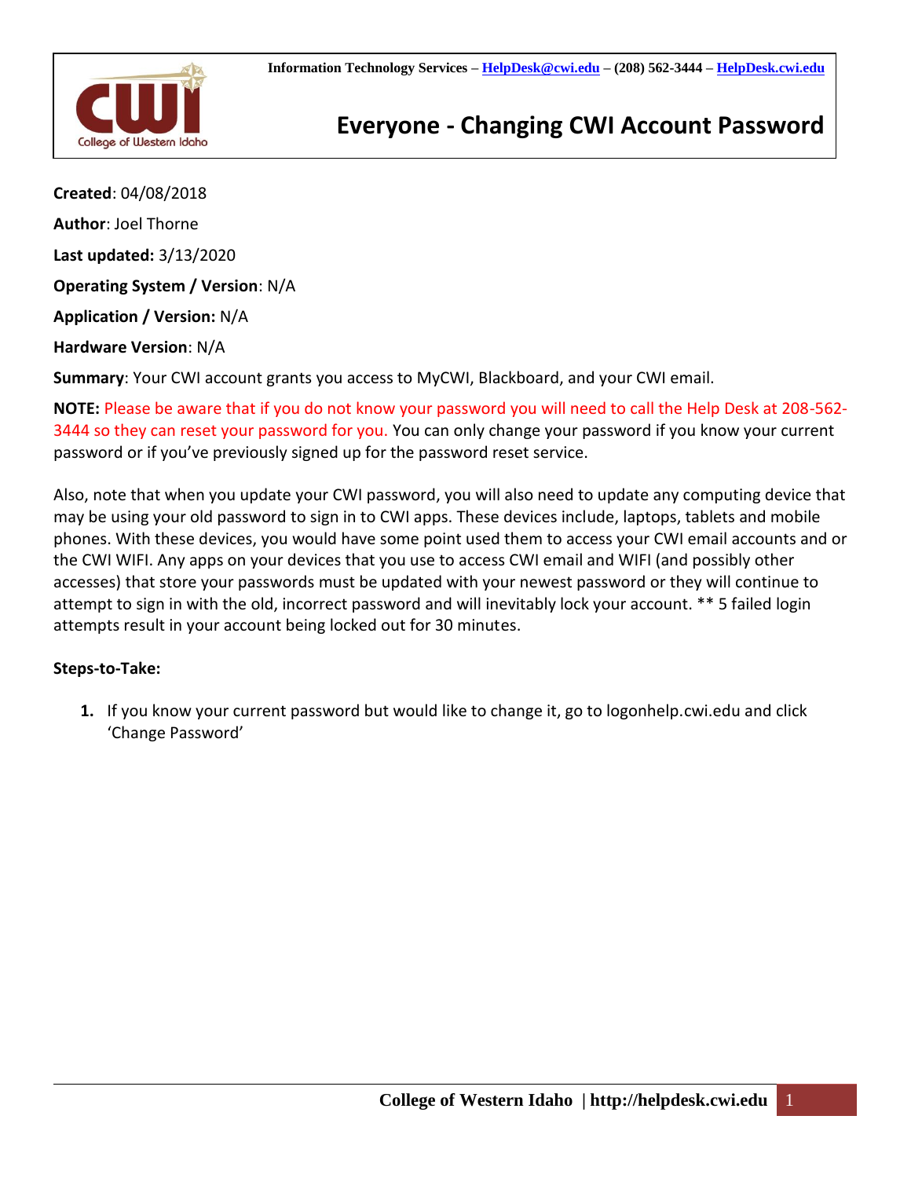Information Technology Services – HelpDesk@cwi.edu – (208) 562-3444 – HelpDesk.cwi.edu

# Everyone - Changing CWI Account Password

**Created**: 04/08/2018

**Author**: Joel Thorne

**Last updated:** 3/13/2020

**Operating System / Version**: N/A

**Application / Version:** N/A

**Hardware Version**: N/A

**Summary**: Your CWI account grants you access to MyCWI, Blackboard, and your CWI email.

**NOTE:** Please be aware that if you do not know your password you will need to call the Help Desk at 208-562-3444 so they can reset your password for you. You can only change your password if you know your current password or if you've previously signed up for the password reset service.

Also, note that when you update your CWI password, you will also need to update any computing device that may be using your old password to sign in to CWI apps. These devices include, laptops, tablets and mobile phones. With these devices, you would have some point used them to access your CWI email accounts and or the CWI WIFI. Any apps on your devices that you use to access CWI email and WIFI (and possibly other accesses) that store your passwords must be updated with your newest password or they will continue to attempt to sign in with the old, incorrect password and will inevitably lock your account. ** 5 failed login attempts result in your account being locked out for 30 minutes.

**Steps-to-Take:**

1. If you know your current password but would like to change it, go to logonhelp.cwi.edu and click 'Change Password'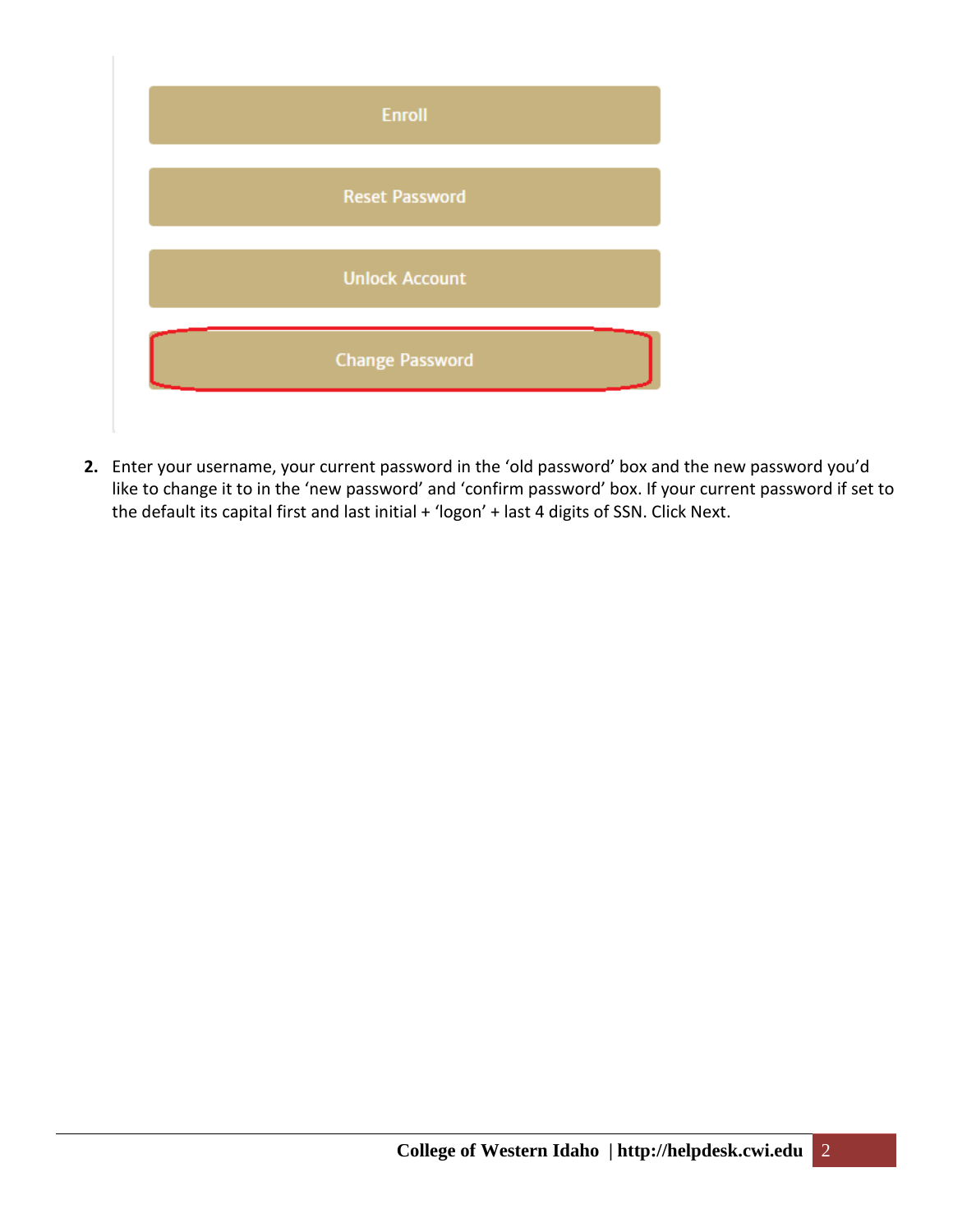Enroll

Reset Password

Unlock Account

Change Password

2. Enter your username, your current password in the 'old password' box and the new password you'd like to change it to in the 'new password' and 'confirm password' box. If your current password if set to the default its capital first and last initial + 'logon' + last 4 digits of SSN. Click Next.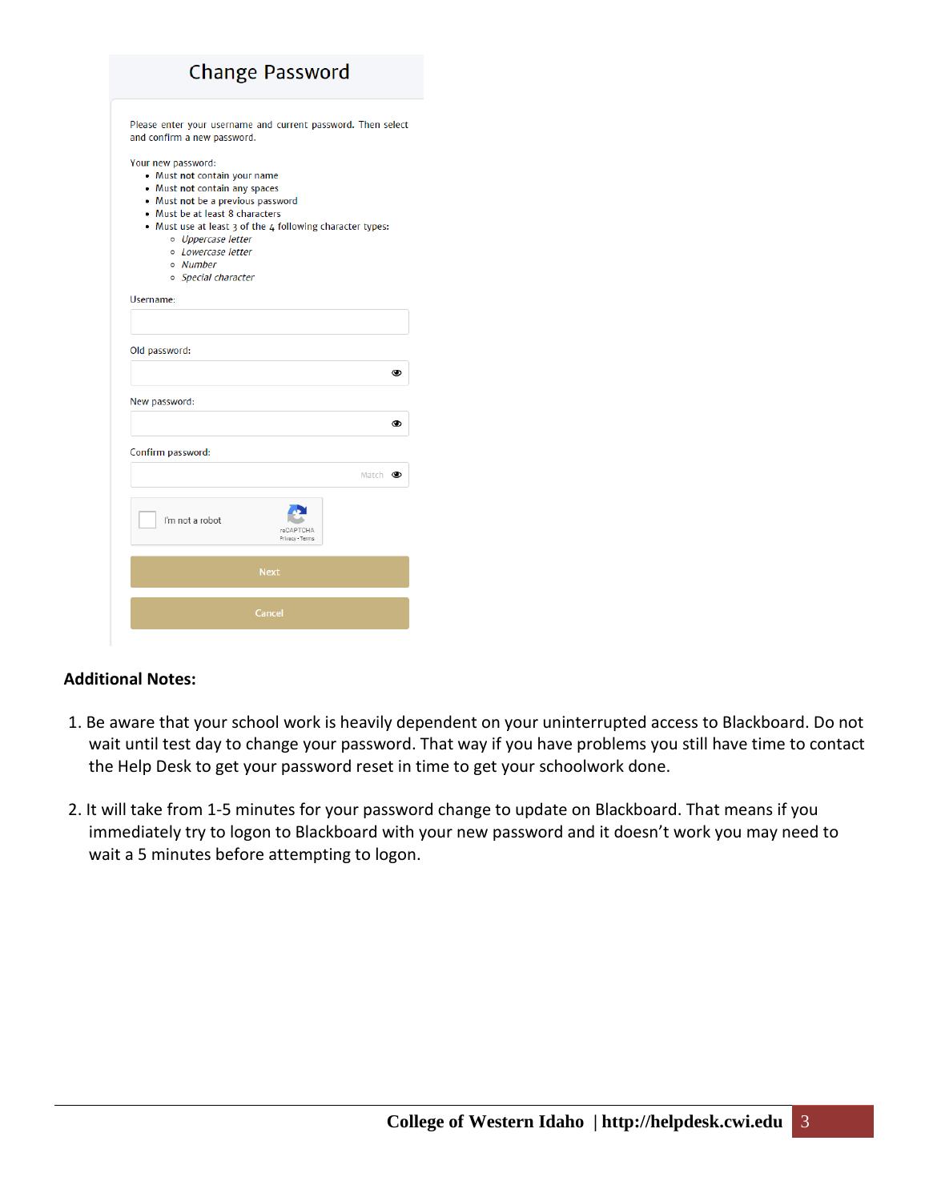## Change Password

Please enter your username and current password. Then select and confirm a new password.

Your new password:

- Must not contain your name
- Must not contain any spaces
- Must not be a previous password
- Must be at least 8 characters
- Must use at least 3 of the 4 following character types:
  - *Uppercase letter*
  - *Lowercase letter*
  - *Number*
  - *Special character*

Username:

Old password:

New password:

Confirm password:

Match

I'm not a robot

reCAPTCHA
Privacy - Terms

Next

Cancel

**Additional Notes:**

1. Be aware that your school work is heavily dependent on your uninterrupted access to Blackboard. Do not wait until test day to change your password. That way if you have problems you still have time to contact the Help Desk to get your password reset in time to get your schoolwork done.

2. It will take from 1-5 minutes for your password change to update on Blackboard. That means if you immediately try to logon to Blackboard with your new password and it doesn't work you may need to wait a 5 minutes before attempting to logon.